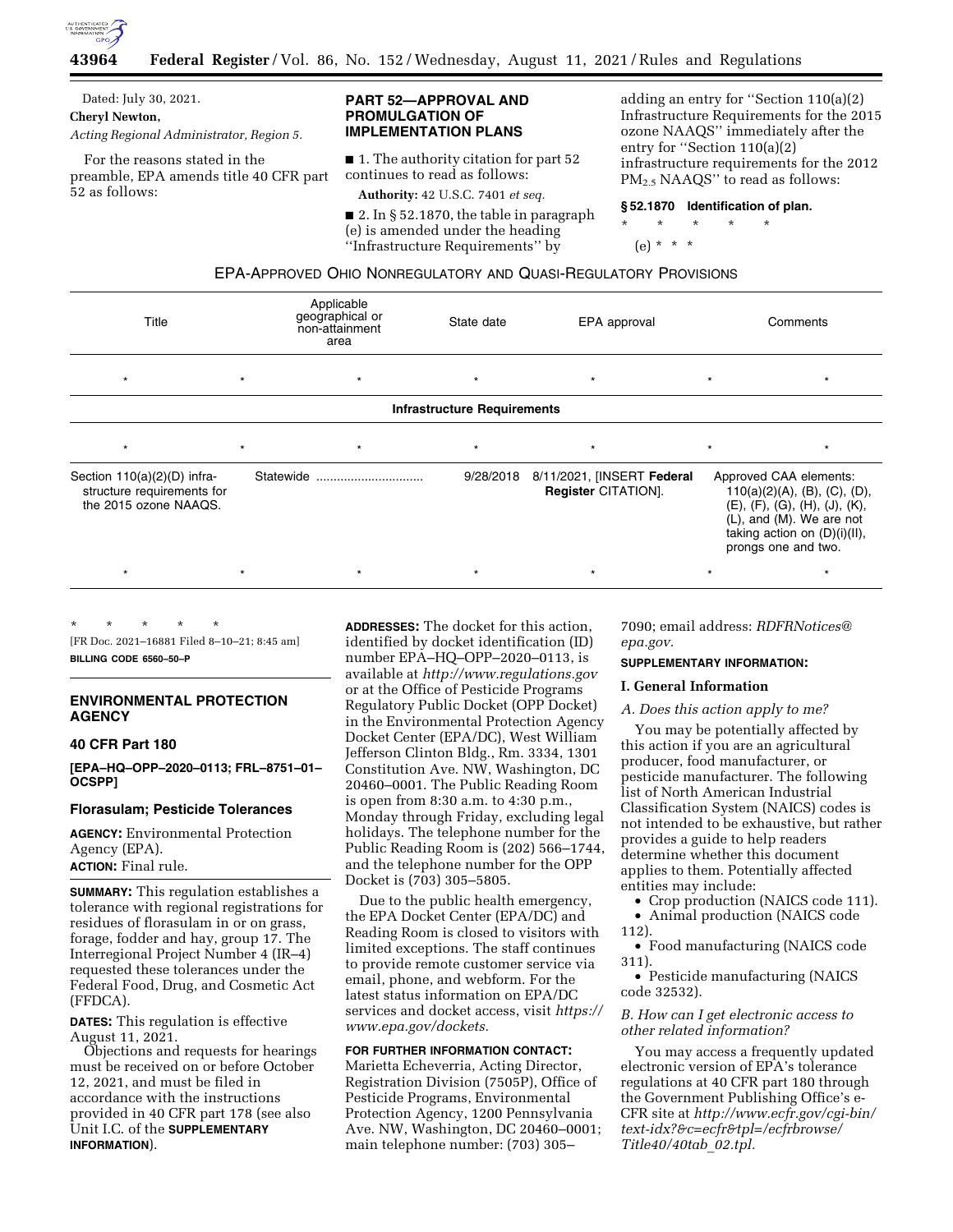Dated: July 30, 2021.

**Cheryl Newton,**

*Acting Regional Administrator, Region 5.*

For the reasons stated in the preamble, EPA amends title 40 CFR part 52 as follows:

## PART 52—APPROVAL AND PROMULGATION OF IMPLEMENTATION PLANS

■ 1. The authority citation for part 52 continues to read as follows:

**Authority:** 42 U.S.C. 7401 *et seq.*

■ 2. In § 52.1870, the table in paragraph (e) is amended under the heading ''Infrastructure Requirements'' by adding an entry for ''Section 110(a)(2) Infrastructure Requirements for the 2015 ozone NAAQS'' immediately after the entry for ''Section 110(a)(2) infrastructure requirements for the 2012 $PM_{2.5}$ NAAQS'' to read as follows:

### § 52.1870 Identification of plan.

\* \* \* \* \*

(e) \* \* \*

EPA-APPROVED OHIO NONREGULATORY AND QUASI-REGULATORY PROVISIONS

| Title | Applicable geographical or non-attainment area | State date | EPA approval | Comments |
|---|---|---|---|---|
| \* \* | \* | \* | \* | \* \* |
| **Infrastructure Requirements** | | | | |
| \* \* | \* | \* | \* | \* \* |
| Section 110(a)(2)(D) infrastructure requirements for the 2015 ozone NAAQS. | Statewide .............................. | 9/28/2018 | 8/11/2021, [INSERT **Federal Register** CITATION]. | Approved CAA elements: 110(a)(2)(A), (B), (C), (D), (E), (F), (G), (H), (J), (K), (L), and (M). We are not taking action on (D)(i)(II), prongs one and two. |
| \* \* | \* | \* | \* | \* \* |

\* \* \* \* \*

[FR Doc. 2021–16881 Filed 8–10–21; 8:45 am]

**BILLING CODE 6560–50–P**

---

## ENVIRONMENTAL PROTECTION AGENCY

### 40 CFR Part 180

**[EPA–HQ–OPP–2020–0113; FRL–8751–01–OCSPP]**

### Florasulam; Pesticide Tolerances

**AGENCY:** Environmental Protection Agency (EPA).

**ACTION:** Final rule.

**SUMMARY:** This regulation establishes a tolerance with regional registrations for residues of florasulam in or on grass, forage, fodder and hay, group 17. The Interregional Project Number 4 (IR–4) requested these tolerances under the Federal Food, Drug, and Cosmetic Act (FFDCA).

**DATES:** This regulation is effective August 11, 2021.

Objections and requests for hearings must be received on or before October 12, 2021, and must be filed in accordance with the instructions provided in 40 CFR part 178 (see also Unit I.C. of the **SUPPLEMENTARY INFORMATION**).

**ADDRESSES:** The docket for this action, identified by docket identification (ID) number EPA–HQ–OPP–2020–0113, is available at *http://www.regulations.gov* or at the Office of Pesticide Programs Regulatory Public Docket (OPP Docket) in the Environmental Protection Agency Docket Center (EPA/DC), West William Jefferson Clinton Bldg., Rm. 3334, 1301 Constitution Ave. NW, Washington, DC 20460–0001. The Public Reading Room is open from 8:30 a.m. to 4:30 p.m., Monday through Friday, excluding legal holidays. The telephone number for the Public Reading Room is (202) 566–1744, and the telephone number for the OPP Docket is (703) 305–5805.

Due to the public health emergency, the EPA Docket Center (EPA/DC) and Reading Room is closed to visitors with limited exceptions. The staff continues to provide remote customer service via email, phone, and webform. For the latest status information on EPA/DC services and docket access, visit *https://www.epa.gov/dockets.*

**FOR FURTHER INFORMATION CONTACT:** Marietta Echeverria, Acting Director, Registration Division (7505P), Office of Pesticide Programs, Environmental Protection Agency, 1200 Pennsylvania Ave. NW, Washington, DC 20460–0001; main telephone number: (703) 305–7090; email address: *RDFRNotices@epa.gov.*

**SUPPLEMENTARY INFORMATION:**

## I. General Information

*A. Does this action apply to me?*

You may be potentially affected by this action if you are an agricultural producer, food manufacturer, or pesticide manufacturer. The following list of North American Industrial Classification System (NAICS) codes is not intended to be exhaustive, but rather provides a guide to help readers determine whether this document applies to them. Potentially affected entities may include:

- Crop production (NAICS code 111).
- Animal production (NAICS code 112).
- Food manufacturing (NAICS code 311).
- Pesticide manufacturing (NAICS code 32532).

*B. How can I get electronic access to other related information?*

You may access a frequently updated electronic version of EPA's tolerance regulations at 40 CFR part 180 through the Government Publishing Office's e-CFR site at *http://www.ecfr.gov/cgi-bin/text-idx?&c=ecfr&tpl=/ecfrbrowse/Title40/40tab_02.tpl.*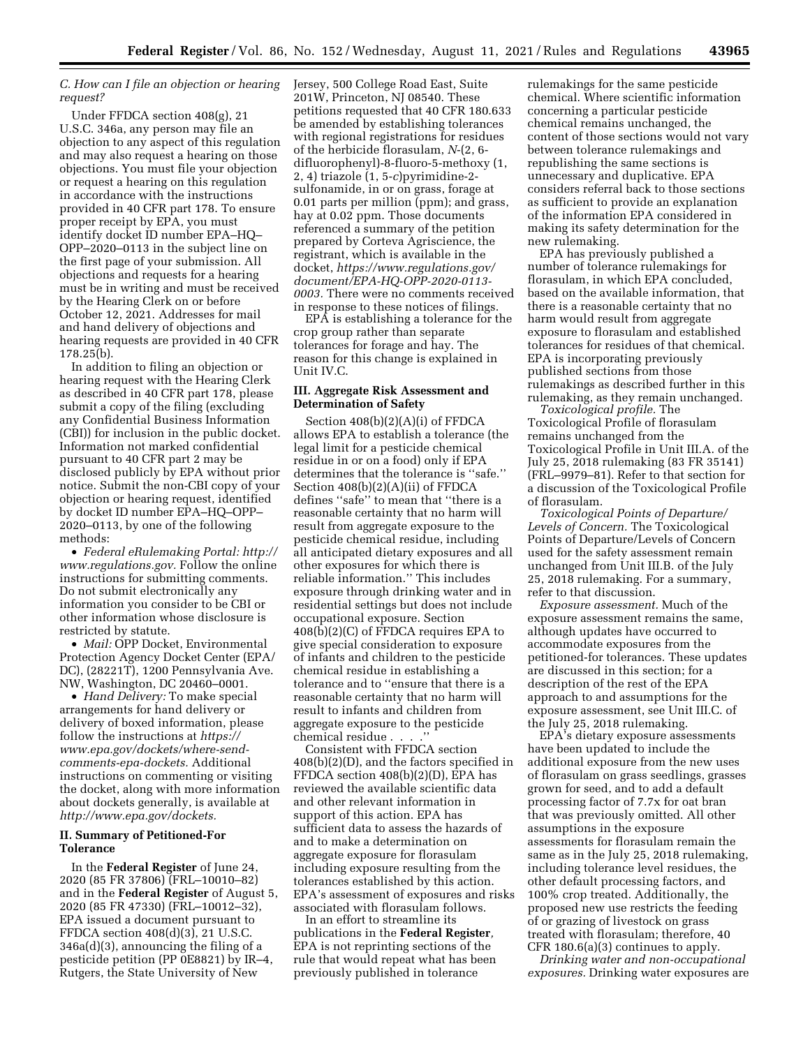### C. How can I file an objection or hearing request?

Under FFDCA section 408(g), 21 U.S.C. 346a, any person may file an objection to any aspect of this regulation and may also request a hearing on those objections. You must file your objection or request a hearing on this regulation in accordance with the instructions provided in 40 CFR part 178. To ensure proper receipt by EPA, you must identify docket ID number EPA–HQ–OPP–2020–0113 in the subject line on the first page of your submission. All objections and requests for a hearing must be in writing and must be received by the Hearing Clerk on or before October 12, 2021. Addresses for mail and hand delivery of objections and hearing requests are provided in 40 CFR 178.25(b).

In addition to filing an objection or hearing request with the Hearing Clerk as described in 40 CFR part 178, please submit a copy of the filing (excluding any Confidential Business Information (CBI)) for inclusion in the public docket. Information not marked confidential pursuant to 40 CFR part 2 may be disclosed publicly by EPA without prior notice. Submit the non-CBI copy of your objection or hearing request, identified by docket ID number EPA–HQ–OPP–2020–0113, by one of the following methods:

- *Federal eRulemaking Portal: http://www.regulations.gov.* Follow the online instructions for submitting comments. Do not submit electronically any information you consider to be CBI or other information whose disclosure is restricted by statute.
- *Mail:* OPP Docket, Environmental Protection Agency Docket Center (EPA/DC), (28221T), 1200 Pennsylvania Ave. NW, Washington, DC 20460–0001.
- *Hand Delivery:* To make special arrangements for hand delivery or delivery of boxed information, please follow the instructions at *https://www.epa.gov/dockets/where-send-comments-epa-dockets.* Additional instructions on commenting or visiting the docket, along with more information about dockets generally, is available at *http://www.epa.gov/dockets.*

## II. Summary of Petitioned-For Tolerance

In the **Federal Register** of June 24, 2020 (85 FR 37806) (FRL–10010–82) and in the **Federal Register** of August 5, 2020 (85 FR 47330) (FRL–10012–32), EPA issued a document pursuant to FFDCA section 408(d)(3), 21 U.S.C. 346a(d)(3), announcing the filing of a pesticide petition (PP 0E8821) by IR–4, Rutgers, the State University of New Jersey, 500 College Road East, Suite 201W, Princeton, NJ 08540. These petitions requested that 40 CFR 180.633 be amended by establishing tolerances with regional registrations for residues of the herbicide florasulam, *N*-(2, 6-difluorophenyl)-8-fluoro-5-methoxy (1, 2, 4) triazole (1, 5-*c*)pyrimidine-2-sulfonamide, in or on grass, forage at 0.01 parts per million (ppm); and grass, hay at 0.02 ppm. Those documents referenced a summary of the petition prepared by Corteva Agriscience, the registrant, which is available in the docket, *https://www.regulations.gov/document/EPA-HQ-OPP-2020-0113-0003.* There were no comments received in response to these notices of filings.

EPA is establishing a tolerance for the crop group rather than separate tolerances for forage and hay. The reason for this change is explained in Unit IV.C.

## III. Aggregate Risk Assessment and Determination of Safety

Section 408(b)(2)(A)(i) of FFDCA allows EPA to establish a tolerance (the legal limit for a pesticide chemical residue in or on a food) only if EPA determines that the tolerance is "safe." Section 408(b)(2)(A)(ii) of FFDCA defines "safe" to mean that "there is a reasonable certainty that no harm will result from aggregate exposure to the pesticide chemical residue, including all anticipated dietary exposures and all other exposures for which there is reliable information." This includes exposure through drinking water and in residential settings but does not include occupational exposure. Section 408(b)(2)(C) of FFDCA requires EPA to give special consideration to exposure of infants and children to the pesticide chemical residue in establishing a tolerance and to "ensure that there is a reasonable certainty that no harm will result to infants and children from aggregate exposure to the pesticide chemical residue . . . ."

Consistent with FFDCA section 408(b)(2)(D), and the factors specified in FFDCA section 408(b)(2)(D), EPA has reviewed the available scientific data and other relevant information in support of this action. EPA has sufficient data to assess the hazards of and to make a determination on aggregate exposure for florasulam including exposure resulting from the tolerances established by this action. EPA's assessment of exposures and risks associated with florasulam follows.

In an effort to streamline its publications in the **Federal Register**, EPA is not reprinting sections of the rule that would repeat what has been previously published in tolerance rulemakings for the same pesticide chemical. Where scientific information concerning a particular pesticide chemical remains unchanged, the content of those sections would not vary between tolerance rulemakings and republishing the same sections is unnecessary and duplicative. EPA considers referral back to those sections as sufficient to provide an explanation of the information EPA considered in making its safety determination for the new rulemaking.

EPA has previously published a number of tolerance rulemakings for florasulam, in which EPA concluded, based on the available information, that there is a reasonable certainty that no harm would result from aggregate exposure to florasulam and established tolerances for residues of that chemical. EPA is incorporating previously published sections from those rulemakings as described further in this rulemaking, as they remain unchanged.

*Toxicological profile.* The Toxicological Profile of florasulam remains unchanged from the Toxicological Profile in Unit III.A. of the July 25, 2018 rulemaking (83 FR 35141) (FRL–9979–81). Refer to that section for a discussion of the Toxicological Profile of florasulam.

*Toxicological Points of Departure/Levels of Concern.* The Toxicological Points of Departure/Levels of Concern used for the safety assessment remain unchanged from Unit III.B. of the July 25, 2018 rulemaking. For a summary, refer to that discussion.

*Exposure assessment.* Much of the exposure assessment remains the same, although updates have occurred to accommodate exposures from the petitioned-for tolerances. These updates are discussed in this section; for a description of the rest of the EPA approach to and assumptions for the exposure assessment, see Unit III.C. of the July 25, 2018 rulemaking.

EPA's dietary exposure assessments have been updated to include the additional exposure from the new uses of florasulam on grass seedlings, grasses grown for seed, and to add a default processing factor of 7.7x for oat bran that was previously omitted. All other assumptions in the exposure assessments for florasulam remain the same as in the July 25, 2018 rulemaking, including tolerance level residues, the other default processing factors, and 100% crop treated. Additionally, the proposed new use restricts the feeding of or grazing of livestock on grass treated with florasulam; therefore, 40 CFR 180.6(a)(3) continues to apply.

*Drinking water and non-occupational exposures.* Drinking water exposures are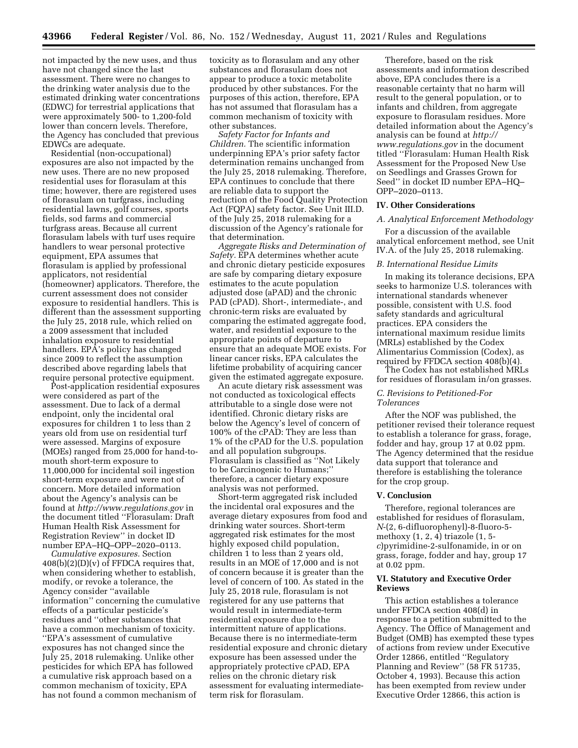not impacted by the new uses, and thus have not changed since the last assessment. There were no changes to the drinking water analysis due to the estimated drinking water concentrations (EDWC) for terrestrial applications that were approximately 500- to 1,200-fold lower than concern levels. Therefore, the Agency has concluded that previous EDWCs are adequate.

Residential (non-occupational) exposures are also not impacted by the new uses. There are no new proposed residential uses for florasulam at this time; however, there are registered uses of florasulam on turfgrass, including residential lawns, golf courses, sports fields, sod farms and commercial turfgrass areas. Because all current florasulam labels with turf uses require handlers to wear personal protective equipment, EPA assumes that florasulam is applied by professional applicators, not residential (homeowner) applicators. Therefore, the current assessment does not consider exposure to residential handlers. This is different than the assessment supporting the July 25, 2018 rule, which relied on a 2009 assessment that included inhalation exposure to residential handlers. EPA's policy has changed since 2009 to reflect the assumption described above regarding labels that require personal protective equipment.

Post-application residential exposures were considered as part of the assessment. Due to lack of a dermal endpoint, only the incidental oral exposures for children 1 to less than 2 years old from use on residential turf were assessed. Margins of exposure (MOEs) ranged from 25,000 for hand-to-mouth short-term exposure to 11,000,000 for incidental soil ingestion short-term exposure and were not of concern. More detailed information about the Agency's analysis can be found at *http://www.regulations.gov* in the document titled ''Florasulam: Draft Human Health Risk Assessment for Registration Review'' in docket ID number EPA–HQ–OPP–2020–0113.

*Cumulative exposures.* Section 408(b)(2)(D)(v) of FFDCA requires that, when considering whether to establish, modify, or revoke a tolerance, the Agency consider ''available information'' concerning the cumulative effects of a particular pesticide's residues and ''other substances that have a common mechanism of toxicity. ''EPA's assessment of cumulative exposures has not changed since the July 25, 2018 rulemaking. Unlike other pesticides for which EPA has followed a cumulative risk approach based on a common mechanism of toxicity, EPA has not found a common mechanism of toxicity as to florasulam and any other substances and florasulam does not appear to produce a toxic metabolite produced by other substances. For the purposes of this action, therefore, EPA has not assumed that florasulam has a common mechanism of toxicity with other substances.

*Safety Factor for Infants and Children.* The scientific information underpinning EPA's prior safety factor determination remains unchanged from the July 25, 2018 rulemaking. Therefore, EPA continues to conclude that there are reliable data to support the reduction of the Food Quality Protection Act (FQPA) safety factor. See Unit III.D. of the July 25, 2018 rulemaking for a discussion of the Agency's rationale for that determination.

*Aggregate Risks and Determination of Safety.* EPA determines whether acute and chronic dietary pesticide exposures are safe by comparing dietary exposure estimates to the acute population adjusted dose (aPAD) and the chronic PAD (cPAD). Short-, intermediate-, and chronic-term risks are evaluated by comparing the estimated aggregate food, water, and residential exposure to the appropriate points of departure to ensure that an adequate MOE exists. For linear cancer risks, EPA calculates the lifetime probability of acquiring cancer given the estimated aggregate exposure.

An acute dietary risk assessment was not conducted as toxicological effects attributable to a single dose were not identified. Chronic dietary risks are below the Agency's level of concern of 100% of the cPAD: They are less than 1% of the cPAD for the U.S. population and all population subgroups. Florasulam is classified as ''Not Likely to be Carcinogenic to Humans;'' therefore, a cancer dietary exposure analysis was not performed.

Short-term aggregated risk included the incidental oral exposures and the average dietary exposures from food and drinking water sources. Short-term aggregated risk estimates for the most highly exposed child population, children 1 to less than 2 years old, results in an MOE of 17,000 and is not of concern because it is greater than the level of concern of 100. As stated in the July 25, 2018 rule, florasulam is not registered for any use patterns that would result in intermediate-term residential exposure due to the intermittent nature of applications. Because there is no intermediate-term residential exposure and chronic dietary exposure has been assessed under the appropriately protective cPAD, EPA relies on the chronic dietary risk assessment for evaluating intermediate-term risk for florasulam.

Therefore, based on the risk assessments and information described above, EPA concludes there is a reasonable certainty that no harm will result to the general population, or to infants and children, from aggregate exposure to florasulam residues. More detailed information about the Agency's analysis can be found at *http://www.regulations.gov* in the document titled ''Florasulam: Human Health Risk Assessment for the Proposed New Use on Seedlings and Grasses Grown for Seed'' in docket ID number EPA–HQ–OPP–2020–0113.

## IV. Other Considerations

### *A. Analytical Enforcement Methodology*

For a discussion of the available analytical enforcement method, see Unit IV.A. of the July 25, 2018 rulemaking.

### *B. International Residue Limits*

In making its tolerance decisions, EPA seeks to harmonize U.S. tolerances with international standards whenever possible, consistent with U.S. food safety standards and agricultural practices. EPA considers the international maximum residue limits (MRLs) established by the Codex Alimentarius Commission (Codex), as required by FFDCA section 408(b)(4).

The Codex has not established MRLs for residues of florasulam in/on grasses.

### *C. Revisions to Petitioned-For Tolerances*

After the NOF was published, the petitioner revised their tolerance request to establish a tolerance for grass, forage, fodder and hay, group 17 at 0.02 ppm. The Agency determined that the residue data support that tolerance and therefore is establishing the tolerance for the crop group.

## V. Conclusion

Therefore, regional tolerances are established for residues of florasulam, *N*-(2, 6-difluorophenyl)-8-fluoro-5-methoxy (1, 2, 4) triazole (1, 5-*c*)pyrimidine-2-sulfonamide, in or on grass, forage, fodder and hay, group 17 at 0.02 ppm.

## VI. Statutory and Executive Order Reviews

This action establishes a tolerance under FFDCA section 408(d) in response to a petition submitted to the Agency. The Office of Management and Budget (OMB) has exempted these types of actions from review under Executive Order 12866, entitled ''Regulatory Planning and Review'' (58 FR 51735, October 4, 1993). Because this action has been exempted from review under Executive Order 12866, this action is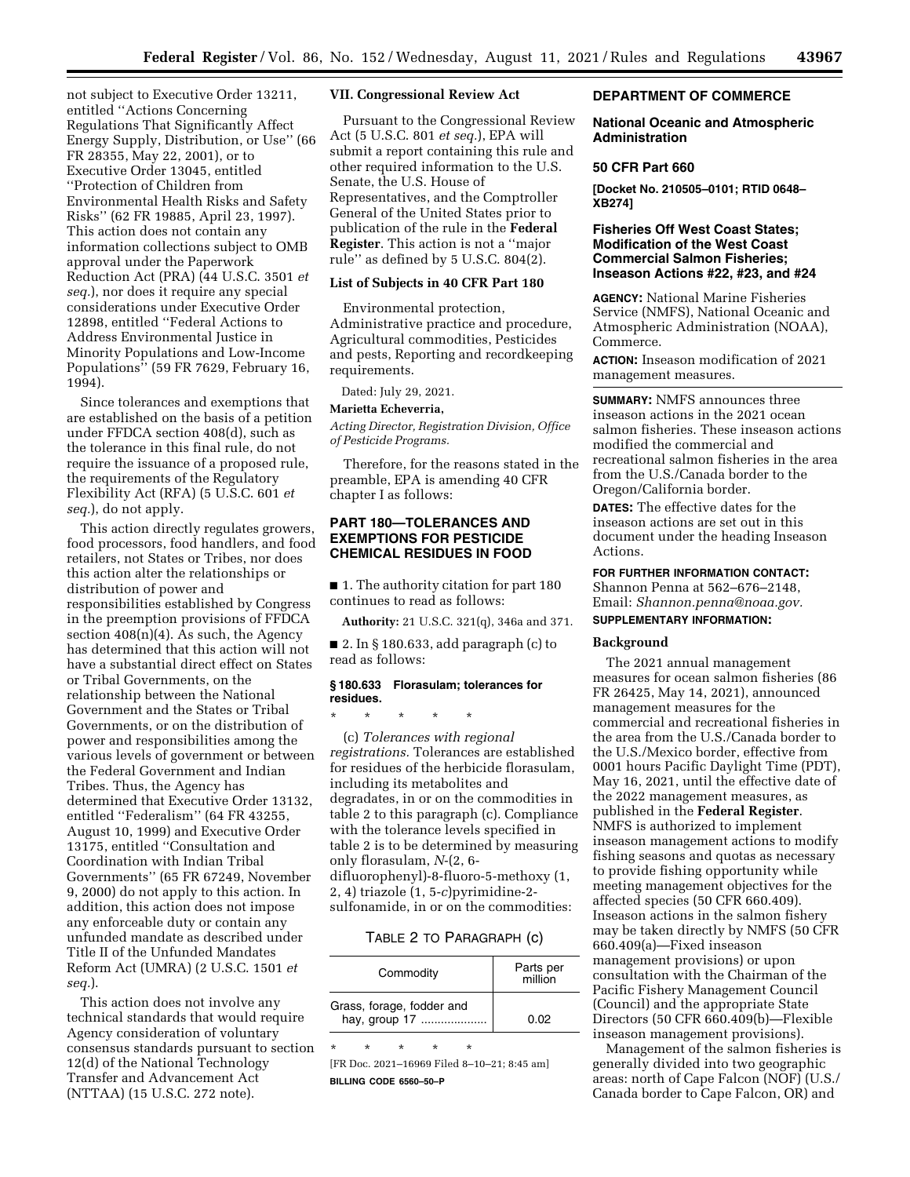not subject to Executive Order 13211, entitled ''Actions Concerning Regulations That Significantly Affect Energy Supply, Distribution, or Use'' (66 FR 28355, May 22, 2001), or to Executive Order 13045, entitled ''Protection of Children from Environmental Health Risks and Safety Risks'' (62 FR 19885, April 23, 1997). This action does not contain any information collections subject to OMB approval under the Paperwork Reduction Act (PRA) (44 U.S.C. 3501 *et seq.*), nor does it require any special considerations under Executive Order 12898, entitled ''Federal Actions to Address Environmental Justice in Minority Populations and Low-Income Populations'' (59 FR 7629, February 16, 1994).

Since tolerances and exemptions that are established on the basis of a petition under FFDCA section 408(d), such as the tolerance in this final rule, do not require the issuance of a proposed rule, the requirements of the Regulatory Flexibility Act (RFA) (5 U.S.C. 601 *et seq.*), do not apply.

This action directly regulates growers, food processors, food handlers, and food retailers, not States or Tribes, nor does this action alter the relationships or distribution of power and responsibilities established by Congress in the preemption provisions of FFDCA section 408(n)(4). As such, the Agency has determined that this action will not have a substantial direct effect on States or Tribal Governments, on the relationship between the National Government and the States or Tribal Governments, or on the distribution of power and responsibilities among the various levels of government or between the Federal Government and Indian Tribes. Thus, the Agency has determined that Executive Order 13132, entitled ''Federalism'' (64 FR 43255, August 10, 1999) and Executive Order 13175, entitled ''Consultation and Coordination with Indian Tribal Governments'' (65 FR 67249, November 9, 2000) do not apply to this action. In addition, this action does not impose any enforceable duty or contain any unfunded mandate as described under Title II of the Unfunded Mandates Reform Act (UMRA) (2 U.S.C. 1501 *et seq.*).

This action does not involve any technical standards that would require Agency consideration of voluntary consensus standards pursuant to section 12(d) of the National Technology Transfer and Advancement Act (NTTAA) (15 U.S.C. 272 note).

## VII. Congressional Review Act

Pursuant to the Congressional Review Act (5 U.S.C. 801 *et seq.*), EPA will submit a report containing this rule and other required information to the U.S. Senate, the U.S. House of Representatives, and the Comptroller General of the United States prior to publication of the rule in the **Federal Register**. This action is not a ''major rule'' as defined by 5 U.S.C. 804(2).

### List of Subjects in 40 CFR Part 180

Environmental protection, Administrative practice and procedure, Agricultural commodities, Pesticides and pests, Reporting and recordkeeping requirements.

Dated: July 29, 2021.

**Marietta Echeverria,**

*Acting Director, Registration Division, Office of Pesticide Programs.*

Therefore, for the reasons stated in the preamble, EPA is amending 40 CFR chapter I as follows:

## PART 180—TOLERANCES AND EXEMPTIONS FOR PESTICIDE CHEMICAL RESIDUES IN FOOD

■ 1. The authority citation for part 180 continues to read as follows:

**Authority:** 21 U.S.C. 321(q), 346a and 371.

■ 2. In § 180.633, add paragraph (c) to read as follows:

### § 180.633 Florasulam; tolerances for residues.

\* \* \* \* \*

(c) *Tolerances with regional registrations.* Tolerances are established for residues of the herbicide florasulam, including its metabolites and degradates, in or on the commodities in table 2 to this paragraph (c). Compliance with the tolerance levels specified in table 2 is to be determined by measuring only florasulam, *N*-(2, 6-difluorophenyl)-8-fluoro-5-methoxy (1, 2, 4) triazole (1, 5-*c*)pyrimidine-2-sulfonamide, in or on the commodities:

TABLE 2 TO PARAGRAPH (c)

| Commodity | Parts per million |
|---|---|
| Grass, forage, fodder and hay, group 17 .................... | 0.02 |

\* \* \* \* \*

[FR Doc. 2021–16969 Filed 8–10–21; 8:45 am]

**BILLING CODE 6560–50–P**

## DEPARTMENT OF COMMERCE

### National Oceanic and Atmospheric Administration

### 50 CFR Part 660

**[Docket No. 210505–0101; RTID 0648–XB274]**

### Fisheries Off West Coast States; Modification of the West Coast Commercial Salmon Fisheries; Inseason Actions #22, #23, and #24

**AGENCY:** National Marine Fisheries Service (NMFS), National Oceanic and Atmospheric Administration (NOAA), Commerce.

**ACTION:** Inseason modification of 2021 management measures.

**SUMMARY:** NMFS announces three inseason actions in the 2021 ocean salmon fisheries. These inseason actions modified the commercial and recreational salmon fisheries in the area from the U.S./Canada border to the Oregon/California border.

**DATES:** The effective dates for the inseason actions are set out in this document under the heading Inseason Actions.

**FOR FURTHER INFORMATION CONTACT:** Shannon Penna at 562–676–2148, Email: *Shannon.penna@noaa.gov.*

**SUPPLEMENTARY INFORMATION:**

### Background

The 2021 annual management measures for ocean salmon fisheries (86 FR 26425, May 14, 2021), announced management measures for the commercial and recreational fisheries in the area from the U.S./Canada border to the U.S./Mexico border, effective from 0001 hours Pacific Daylight Time (PDT), May 16, 2021, until the effective date of the 2022 management measures, as published in the **Federal Register**. NMFS is authorized to implement inseason management actions to modify fishing seasons and quotas as necessary to provide fishing opportunity while meeting management objectives for the affected species (50 CFR 660.409). Inseason actions in the salmon fishery may be taken directly by NMFS (50 CFR 660.409(a)—Fixed inseason management provisions) or upon consultation with the Chairman of the Pacific Fishery Management Council (Council) and the appropriate State Directors (50 CFR 660.409(b)—Flexible inseason management provisions).

Management of the salmon fisheries is generally divided into two geographic areas: north of Cape Falcon (NOF) (U.S./Canada border to Cape Falcon, OR) and